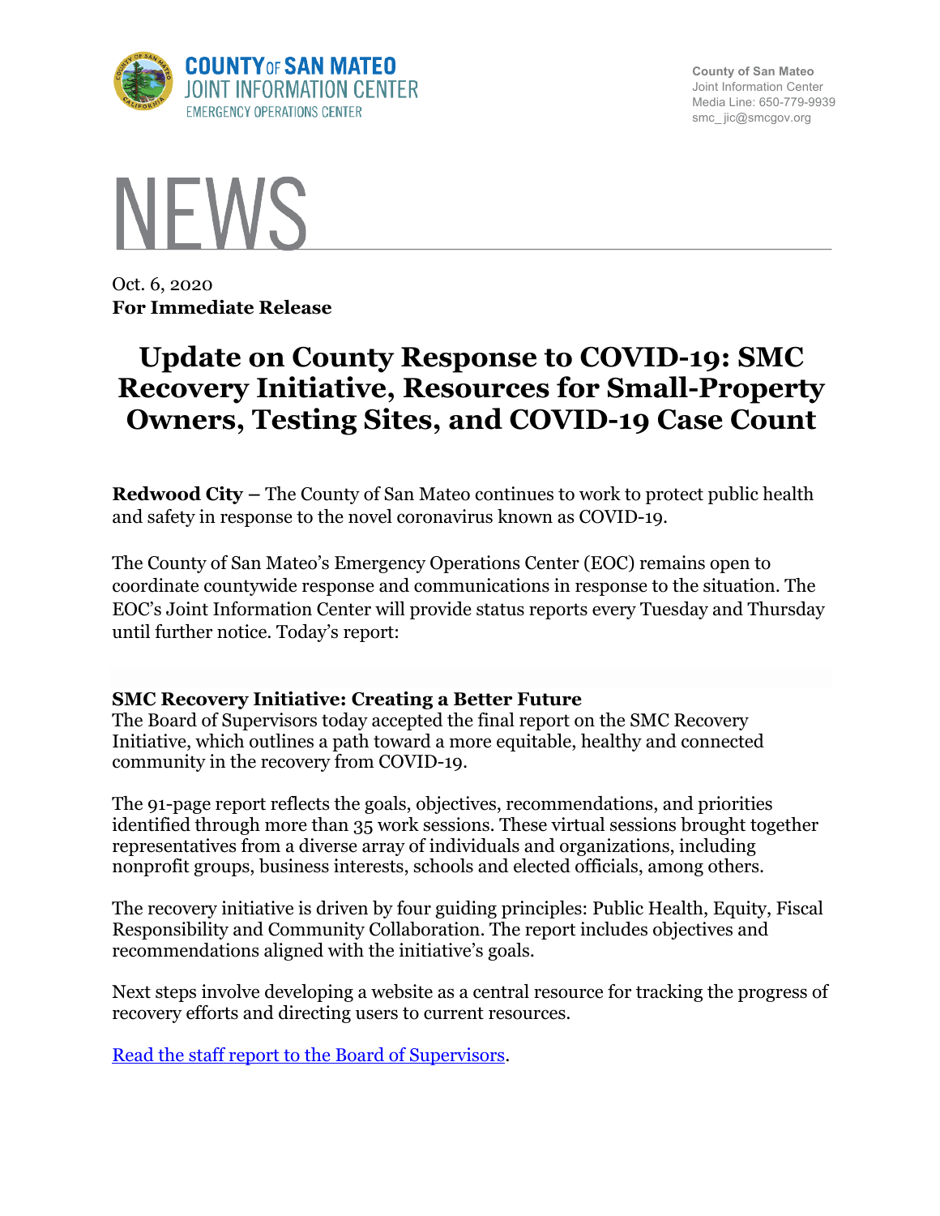COUNTY OF SAN MATEO
JOINT INFORMATION CENTER
EMERGENCY OPERATIONS CENTER

County of San Mateo
Joint Information Center
Media Line: 650-779-9939
smc_ jic@smcgov.org

NEWS

Oct. 6, 2020
**For Immediate Release**

# Update on County Response to COVID-19: SMC Recovery Initiative, Resources for Small-Property Owners, Testing Sites, and COVID-19 Case Count

**Redwood City –** The County of San Mateo continues to work to protect public health and safety in response to the novel coronavirus known as COVID-19.

The County of San Mateo's Emergency Operations Center (EOC) remains open to coordinate countywide response and communications in response to the situation. The EOC's Joint Information Center will provide status reports every Tuesday and Thursday until further notice. Today's report:

**SMC Recovery Initiative: Creating a Better Future**
The Board of Supervisors today accepted the final report on the SMC Recovery Initiative, which outlines a path toward a more equitable, healthy and connected community in the recovery from COVID-19.

The 91-page report reflects the goals, objectives, recommendations, and priorities identified through more than 35 work sessions. These virtual sessions brought together representatives from a diverse array of individuals and organizations, including nonprofit groups, business interests, schools and elected officials, among others.

The recovery initiative is driven by four guiding principles: Public Health, Equity, Fiscal Responsibility and Community Collaboration. The report includes objectives and recommendations aligned with the initiative's goals.

Next steps involve developing a website as a central resource for tracking the progress of recovery efforts and directing users to current resources.

Read the staff report to the Board of Supervisors.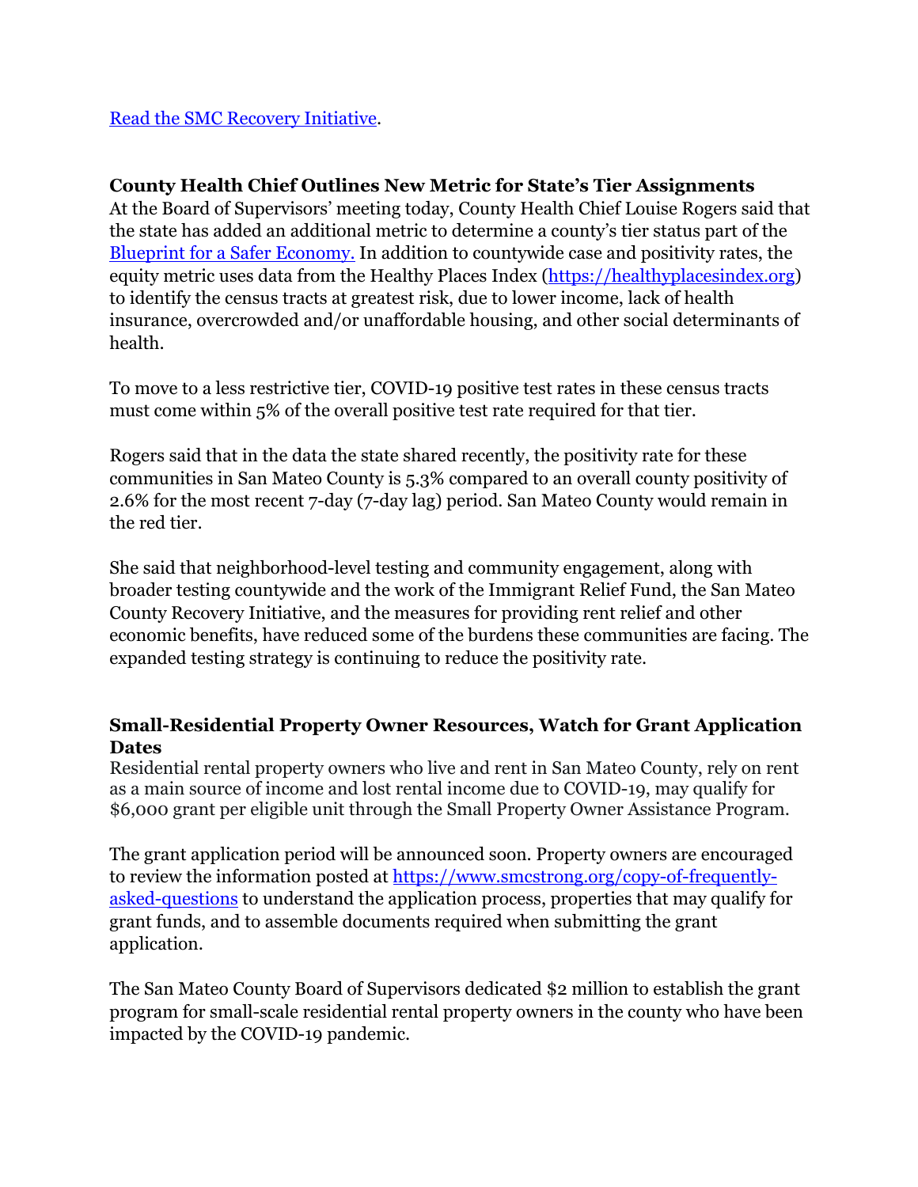[Read the SMC Recovery Initiative](#).

### County Health Chief Outlines New Metric for State's Tier Assignments

At the Board of Supervisors' meeting today, County Health Chief Louise Rogers said that the state has added an additional metric to determine a county's tier status part of the [Blueprint for a Safer Economy.](#) In addition to countywide case and positivity rates, the equity metric uses data from the Healthy Places Index ([https://healthyplacesindex.org](https://healthyplacesindex.org)) to identify the census tracts at greatest risk, due to lower income, lack of health insurance, overcrowded and/or unaffordable housing, and other social determinants of health.

To move to a less restrictive tier, COVID-19 positive test rates in these census tracts must come within 5% of the overall positive test rate required for that tier.

Rogers said that in the data the state shared recently, the positivity rate for these communities in San Mateo County is 5.3% compared to an overall county positivity of 2.6% for the most recent 7-day (7-day lag) period. San Mateo County would remain in the red tier.

She said that neighborhood-level testing and community engagement, along with broader testing countywide and the work of the Immigrant Relief Fund, the San Mateo County Recovery Initiative, and the measures for providing rent relief and other economic benefits, have reduced some of the burdens these communities are facing. The expanded testing strategy is continuing to reduce the positivity rate.

### Small-Residential Property Owner Resources, Watch for Grant Application Dates

Residential rental property owners who live and rent in San Mateo County, rely on rent as a main source of income and lost rental income due to COVID-19, may qualify for $6,000 grant per eligible unit through the Small Property Owner Assistance Program.

The grant application period will be announced soon. Property owners are encouraged to review the information posted at [https://www.smcstrong.org/copy-of-frequently-asked-questions](https://www.smcstrong.org/copy-of-frequently-asked-questions) to understand the application process, properties that may qualify for grant funds, and to assemble documents required when submitting the grant application.

The San Mateo County Board of Supervisors dedicated $2 million to establish the grant program for small-scale residential rental property owners in the county who have been impacted by the COVID-19 pandemic.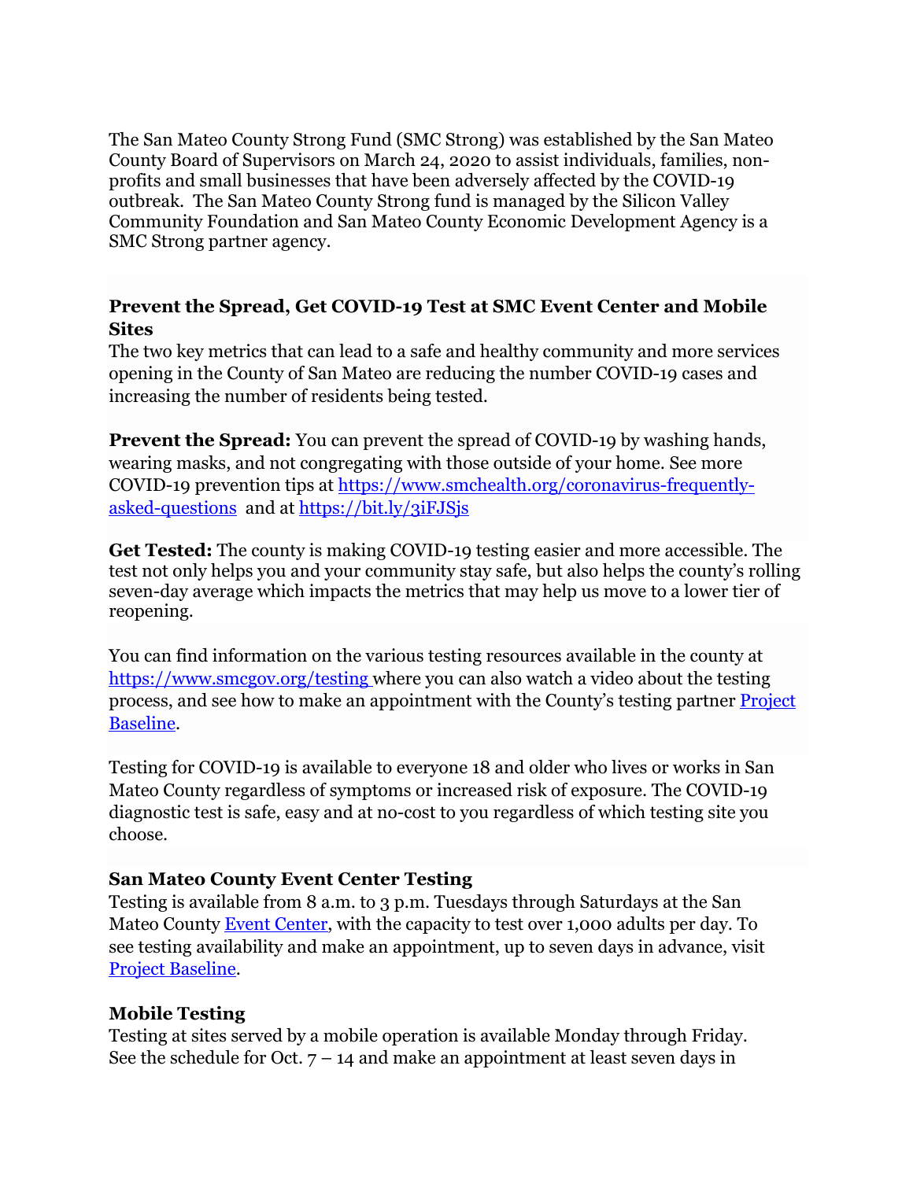The San Mateo County Strong Fund (SMC Strong) was established by the San Mateo County Board of Supervisors on March 24, 2020 to assist individuals, families, non-profits and small businesses that have been adversely affected by the COVID-19 outbreak. The San Mateo County Strong fund is managed by the Silicon Valley Community Foundation and San Mateo County Economic Development Agency is a SMC Strong partner agency.

### Prevent the Spread, Get COVID-19 Test at SMC Event Center and Mobile Sites

The two key metrics that can lead to a safe and healthy community and more services opening in the County of San Mateo are reducing the number COVID-19 cases and increasing the number of residents being tested.

**Prevent the Spread:** You can prevent the spread of COVID-19 by washing hands, wearing masks, and not congregating with those outside of your home. See more COVID-19 prevention tips at [https://www.smchealth.org/coronavirus-frequently-asked-questions](https://www.smchealth.org/coronavirus-frequently-asked-questions) and at [https://bit.ly/3iFJSjs](https://bit.ly/3iFJSjs)

**Get Tested:** The county is making COVID-19 testing easier and more accessible. The test not only helps you and your community stay safe, but also helps the county's rolling seven-day average which impacts the metrics that may help us move to a lower tier of reopening.

You can find information on the various testing resources available in the county at [https://www.smcgov.org/testing](https://www.smcgov.org/testing) where you can also watch a video about the testing process, and see how to make an appointment with the County's testing partner Project Baseline.

Testing for COVID-19 is available to everyone 18 and older who lives or works in San Mateo County regardless of symptoms or increased risk of exposure. The COVID-19 diagnostic test is safe, easy and at no-cost to you regardless of which testing site you choose.

### San Mateo County Event Center Testing

Testing is available from 8 a.m. to 3 p.m. Tuesdays through Saturdays at the San Mateo County Event Center, with the capacity to test over 1,000 adults per day. To see testing availability and make an appointment, up to seven days in advance, visit Project Baseline.

### Mobile Testing

Testing at sites served by a mobile operation is available Monday through Friday. See the schedule for Oct. 7 – 14 and make an appointment at least seven days in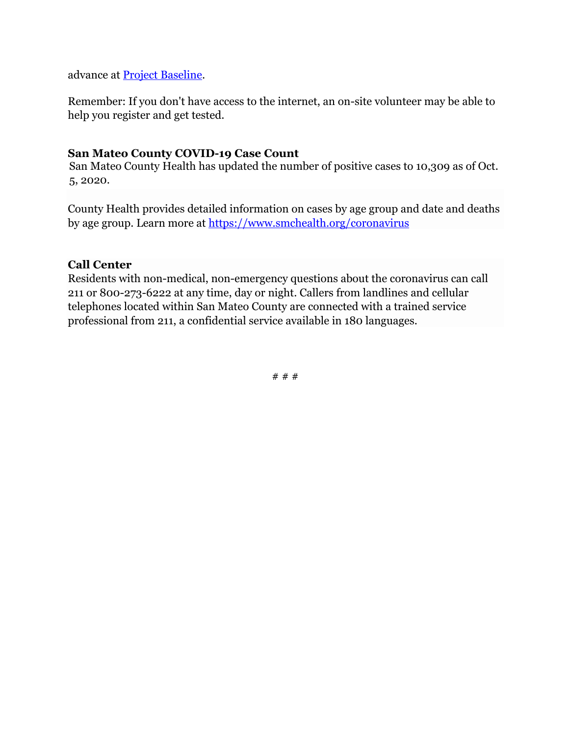advance at [Project Baseline](Project Baseline).

Remember: If you don't have access to the internet, an on-site volunteer may be able to help you register and get tested.

**San Mateo County COVID-19 Case Count**

San Mateo County Health has updated the number of positive cases to 10,309 as of Oct. 5, 2020.

County Health provides detailed information on cases by age group and date and deaths by age group. Learn more at https://www.smchealth.org/coronavirus

**Call Center**

Residents with non-medical, non-emergency questions about the coronavirus can call 211 or 800-273-6222 at any time, day or night. Callers from landlines and cellular telephones located within San Mateo County are connected with a trained service professional from 211, a confidential service available in 180 languages.

# # #